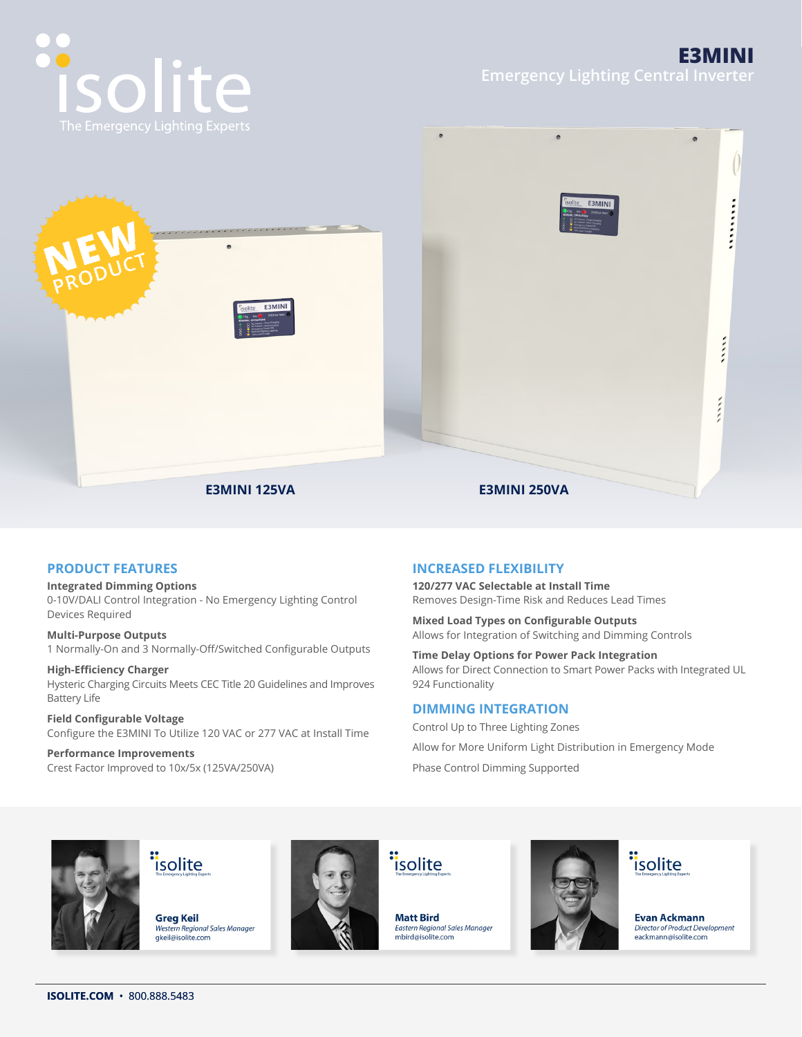isolite

The Emergency Lighting Experts

# E3MINI

## Emergency Lighting Central Inverter

NEW PRODUCT

E3MINI 125VA

E3MINI 250VA

## PRODUCT FEATURES

**Integrated Dimming Options**
0-10V/DALI Control Integration - No Emergency Lighting Control Devices Required

**Multi-Purpose Outputs**
1 Normally-On and 3 Normally-Off/Switched Configurable Outputs

**High-Efficiency Charger**
Hysteric Charging Circuits Meets CEC Title 20 Guidelines and Improves Battery Life

**Field Configurable Voltage**
Configure the E3MINI To Utilize 120 VAC or 277 VAC at Install Time

**Performance Improvements**
Crest Factor Improved to 10x/5x (125VA/250VA)

## INCREASED FLEXIBILITY

**120/277 VAC Selectable at Install Time**
Removes Design-Time Risk and Reduces Lead Times

**Mixed Load Types on Configurable Outputs**
Allows for Integration of Switching and Dimming Controls

**Time Delay Options for Power Pack Integration**
Allows for Direct Connection to Smart Power Packs with Integrated UL 924 Functionality

## DIMMING INTEGRATION

Control Up to Three Lighting Zones

Allow for More Uniform Light Distribution in Emergency Mode

Phase Control Dimming Supported

**Greg Keil**
*Western Regional Sales Manager*
gkeil@isolite.com

**Matt Bird**
*Eastern Regional Sales Manager*
mbird@isolite.com

**Evan Ackmann**
*Director of Product Development*
eackmann@isolite.com

**ISOLITE.COM** • 800.888.5483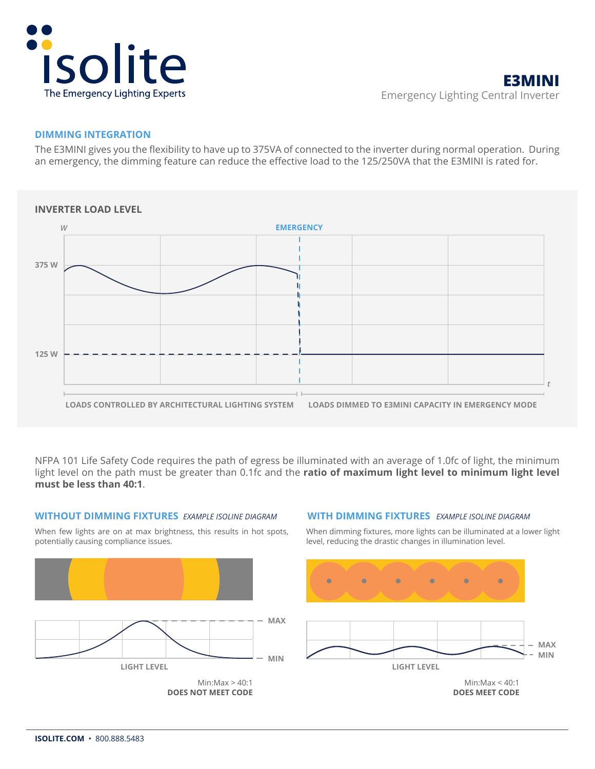**isolite**
The Emergency Lighting Experts

# E3MINI

Emergency Lighting Central Inverter

## DIMMING INTEGRATION

The E3MINI gives you the flexibility to have up to 375VA of connected to the inverter during normal operation. During an emergency, the dimming feature can reduce the effective load to the 125/250VA that the E3MINI is rated for.

### INVERTER LOAD LEVEL

W

EMERGENCY

375 W

125 W

t

LOADS CONTROLLED BY ARCHITECTURAL LIGHTING SYSTEM

LOADS DIMMED TO E3MINI CAPACITY IN EMERGENCY MODE

NFPA 101 Life Safety Code requires the path of egress be illuminated with an average of 1.0fc of light, the minimum light level on the path must be greater than 0.1fc and the **ratio of maximum light level to minimum light level must be less than 40:1**.

### WITHOUT DIMMING FIXTURES *EXAMPLE ISOLINE DIAGRAM*

When few lights are on at max brightness, this results in hot spots, potentially causing compliance issues.

MAX

MIN

LIGHT LEVEL

Min:Max > 40:1
**DOES NOT MEET CODE**

### WITH DIMMING FIXTURES *EXAMPLE ISOLINE DIAGRAM*

When dimming fixtures, more lights can be illuminated at a lower light level, reducing the drastic changes in illumination level.

MAX

MIN

LIGHT LEVEL

Min:Max < 40:1
**DOES MEET CODE**

**ISOLITE.COM** • 800.888.5483